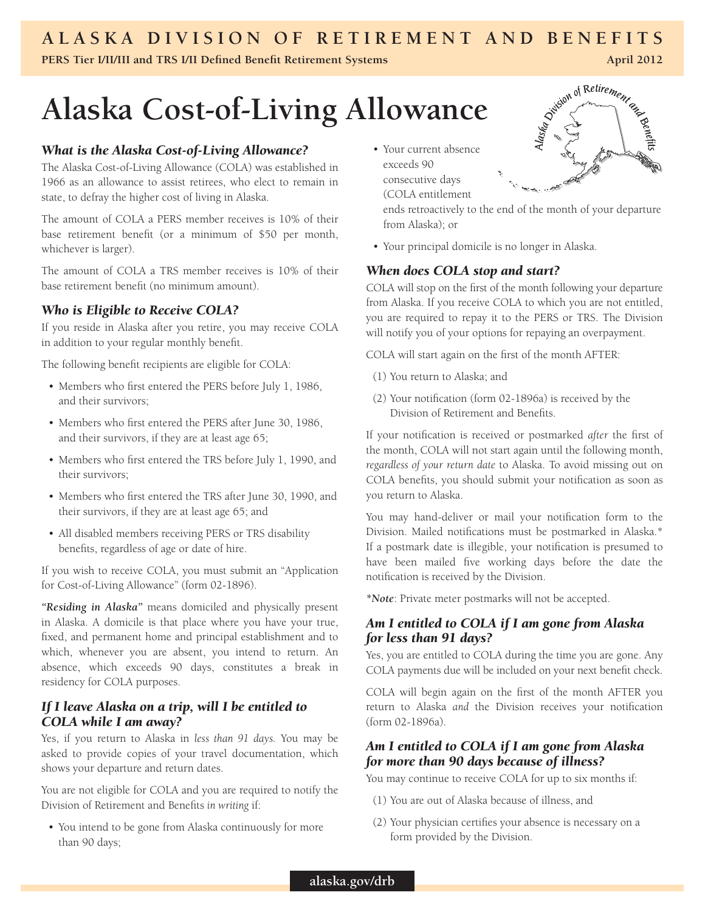# ALASKA DIVISION OF RETIREMENT AND BENEFITS

**PERS Tier I/II/III and TRS I/II Defined Benefit Retirement Systems** — **April 2012**

# Alaska Cost-of-Living Allowance

### *What is the Alaska Cost-of-Living Allowance?*

The Alaska Cost-of-Living Allowance (COLA) was established in 1966 as an allowance to assist retirees, who elect to remain in state, to defray the higher cost of living in Alaska.

The amount of COLA a PERS member receives is 10% of their base retirement benefit (or a minimum of $50 per month, whichever is larger).

The amount of COLA a TRS member receives is 10% of their base retirement benefit (no minimum amount).

### *Who is Eligible to Receive COLA?*

If you reside in Alaska after you retire, you may receive COLA in addition to your regular monthly benefit.

The following benefit recipients are eligible for COLA:

- Members who first entered the PERS before July 1, 1986, and their survivors;
- Members who first entered the PERS after June 30, 1986, and their survivors, if they are at least age 65;
- Members who first entered the TRS before July 1, 1990, and their survivors;
- Members who first entered the TRS after June 30, 1990, and their survivors, if they are at least age 65; and
- All disabled members receiving PERS or TRS disability benefits, regardless of age or date of hire.

If you wish to receive COLA, you must submit an "Application for Cost-of-Living Allowance" (form 02-1896).

***"Residing in Alaska"*** means domiciled and physically present in Alaska. A domicile is that place where you have your true, fixed, and permanent home and principal establishment and to which, whenever you are absent, you intend to return. An absence, which exceeds 90 days, constitutes a break in residency for COLA purposes.

### *If I leave Alaska on a trip, will I be entitled to COLA while I am away?*

Yes, if you return to Alaska in *less than 91 days.* You may be asked to provide copies of your travel documentation, which shows your departure and return dates.

You are not eligible for COLA and you are required to notify the Division of Retirement and Benefits *in writing* if:

- You intend to be gone from Alaska continuously for more than 90 days;
- Your current absence exceeds 90 consecutive days (COLA entitlement ends retroactively to the end of the month of your departure from Alaska); or
- Your principal domicile is no longer in Alaska.

### *When does COLA stop and start?*

COLA will stop on the first of the month following your departure from Alaska. If you receive COLA to which you are not entitled, you are required to repay it to the PERS or TRS. The Division will notify you of your options for repaying an overpayment.

COLA will start again on the first of the month AFTER:

(1) You return to Alaska; and

(2) Your notification (form 02-1896a) is received by the Division of Retirement and Benefits.

If your notification is received or postmarked *after* the first of the month, COLA will not start again until the following month, *regardless of your return date* to Alaska. To avoid missing out on COLA benefits, you should submit your notification as soon as you return to Alaska.

You may hand-deliver or mail your notification form to the Division. Mailed notifications must be postmarked in Alaska.* If a postmark date is illegible, your notification is presumed to have been mailed five working days before the date the notification is received by the Division.

**Note*: Private meter postmarks will not be accepted.

### *Am I entitled to COLA if I am gone from Alaska for less than 91 days?*

Yes, you are entitled to COLA during the time you are gone. Any COLA payments due will be included on your next benefit check.

COLA will begin again on the first of the month AFTER you return to Alaska *and* the Division receives your notification (form 02-1896a).

### *Am I entitled to COLA if I am gone from Alaska for more than 90 days because of illness?*

You may continue to receive COLA for up to six months if:

(1) You are out of Alaska because of illness, and

(2) Your physician certifies your absence is necessary on a form provided by the Division.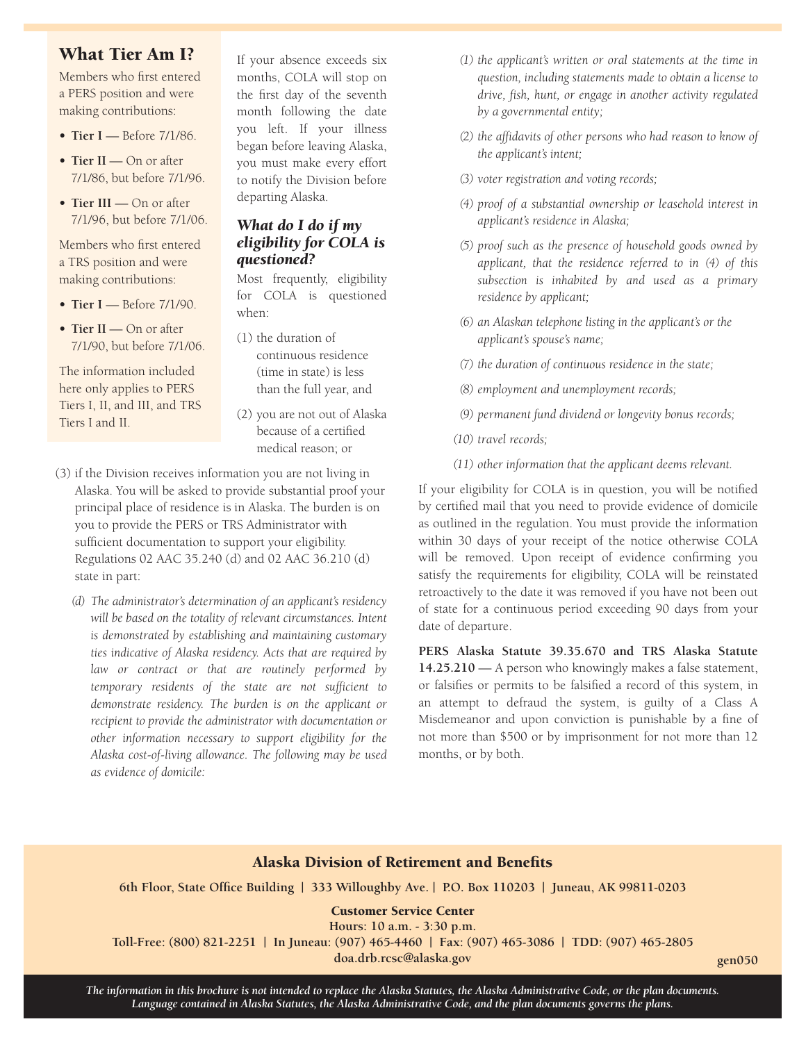## What Tier Am I?

Members who first entered a PERS position and were making contributions:

- **Tier I —** Before 7/1/86.
- **Tier II —** On or after 7/1/86, but before 7/1/96.
- **Tier III —** On or after 7/1/96, but before 7/1/06.

Members who first entered a TRS position and were making contributions:

- **Tier I —** Before 7/1/90.
- **Tier II —** On or after 7/1/90, but before 7/1/06.

The information included here only applies to PERS Tiers I, II, and III, and TRS Tiers I and II.

If your absence exceeds six months, COLA will stop on the first day of the seventh month following the date you left. If your illness began before leaving Alaska, you must make every effort to notify the Division before departing Alaska.

### *What do I do if my eligibility for COLA is questioned?*

Most frequently, eligibility for COLA is questioned when:

(1) the duration of continuous residence (time in state) is less than the full year, and

(2) you are not out of Alaska because of a certified medical reason; or

(3) if the Division receives information you are not living in Alaska. You will be asked to provide substantial proof your principal place of residence is in Alaska. The burden is on you to provide the PERS or TRS Administrator with sufficient documentation to support your eligibility. Regulations 02 AAC 35.240 (d) and 02 AAC 36.210 (d) state in part:

*(d) The administrator's determination of an applicant's residency will be based on the totality of relevant circumstances. Intent is demonstrated by establishing and maintaining customary ties indicative of Alaska residency. Acts that are required by law or contract or that are routinely performed by temporary residents of the state are not sufficient to demonstrate residency. The burden is on the applicant or recipient to provide the administrator with documentation or other information necessary to support eligibility for the Alaska cost-of-living allowance. The following may be used as evidence of domicile:*

*(1) the applicant's written or oral statements at the time in question, including statements made to obtain a license to drive, fish, hunt, or engage in another activity regulated by a governmental entity;*

*(2) the affidavits of other persons who had reason to know of the applicant's intent;*

*(3) voter registration and voting records;*

*(4) proof of a substantial ownership or leasehold interest in applicant's residence in Alaska;*

*(5) proof such as the presence of household goods owned by applicant, that the residence referred to in (4) of this subsection is inhabited by and used as a primary residence by applicant;*

*(6) an Alaskan telephone listing in the applicant's or the applicant's spouse's name;*

*(7) the duration of continuous residence in the state;*

*(8) employment and unemployment records;*

*(9) permanent fund dividend or longevity bonus records;*

*(10) travel records;*

*(11) other information that the applicant deems relevant.*

If your eligibility for COLA is in question, you will be notified by certified mail that you need to provide evidence of domicile as outlined in the regulation. You must provide the information within 30 days of your receipt of the notice otherwise COLA will be removed. Upon receipt of evidence confirming you satisfy the requirements for eligibility, COLA will be reinstated retroactively to the date it was removed if you have not been out of state for a continuous period exceeding 90 days from your date of departure.

**PERS Alaska Statute 39.35.670 and TRS Alaska Statute 14.25.210 —** A person who knowingly makes a false statement, or falsifies or permits to be falsified a record of this system, in an attempt to defraud the system, is guilty of a Class A Misdemeanor and upon conviction is punishable by a fine of not more than $500 or by imprisonment for not more than 12 months, or by both.

**Alaska Division of Retirement and Benefits**

**6th Floor, State Office Building | 333 Willoughby Ave. | P.O. Box 110203 | Juneau, AK 99811-0203**

**Customer Service Center**
**Hours: 10 a.m. - 3:30 p.m.**
**Toll-Free: (800) 821-2251 | In Juneau: (907) 465-4460 | Fax: (907) 465-3086 | TDD: (907) 465-2805**
**doa.drb.rcsc@alaska.gov**

**gen050**

***The information in this brochure is not intended to replace the Alaska Statutes, the Alaska Administrative Code, or the plan documents. Language contained in Alaska Statutes, the Alaska Administrative Code, and the plan documents governs the plans.***